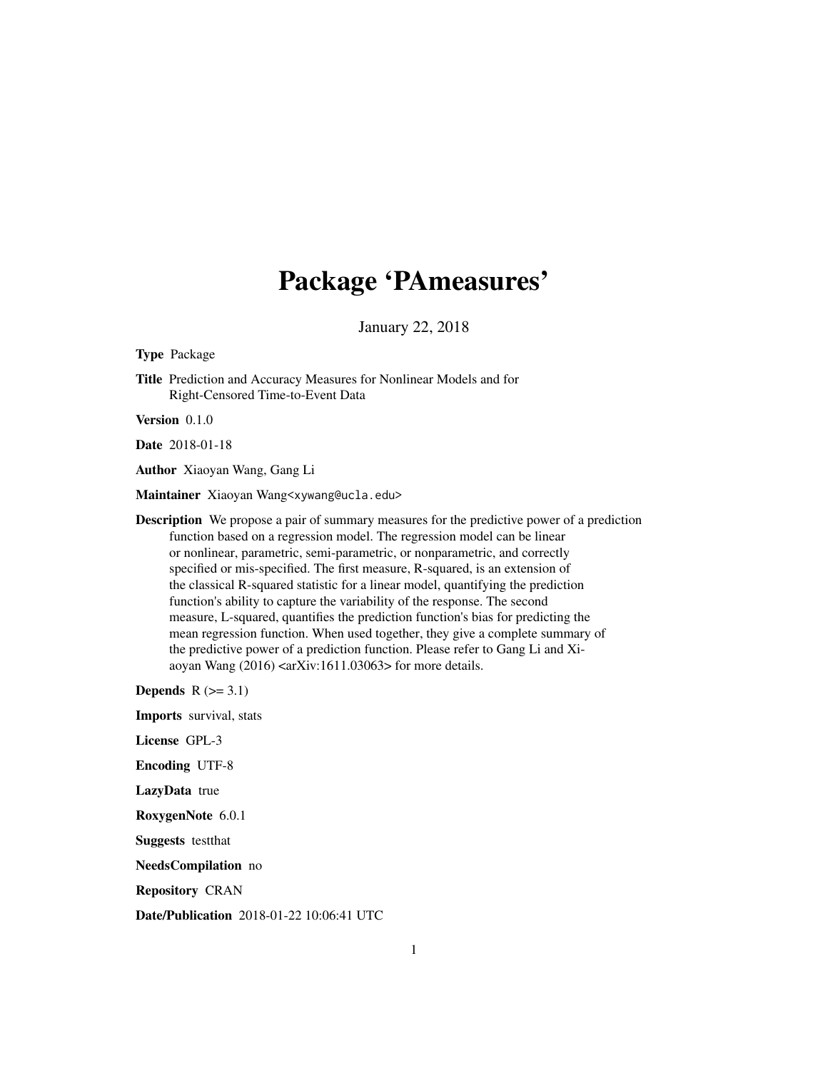# Package 'PAmeasures'

January 22, 2018

**Type** Package

**Title** Prediction and Accuracy Measures for Nonlinear Models and for Right-Censored Time-to-Event Data

**Version** 0.1.0

**Date** 2018-01-18

**Author** Xiaoyan Wang, Gang Li

**Maintainer** Xiaoyan Wang<xywang@ucla.edu>

**Description** We propose a pair of summary measures for the predictive power of a prediction function based on a regression model. The regression model can be linear or nonlinear, parametric, semi-parametric, or nonparametric, and correctly specified or mis-specified. The first measure, R-squared, is an extension of the classical R-squared statistic for a linear model, quantifying the prediction function's ability to capture the variability of the response. The second measure, L-squared, quantifies the prediction function's bias for predicting the mean regression function. When used together, they give a complete summary of the predictive power of a prediction function. Please refer to Gang Li and Xiaoyan Wang (2016) <arXiv:1611.03063> for more details.

**Depends** R (>= 3.1)

**Imports** survival, stats

**License** GPL-3

**Encoding** UTF-8

**LazyData** true

**RoxygenNote** 6.0.1

**Suggests** testthat

**NeedsCompilation** no

**Repository** CRAN

**Date/Publication** 2018-01-22 10:06:41 UTC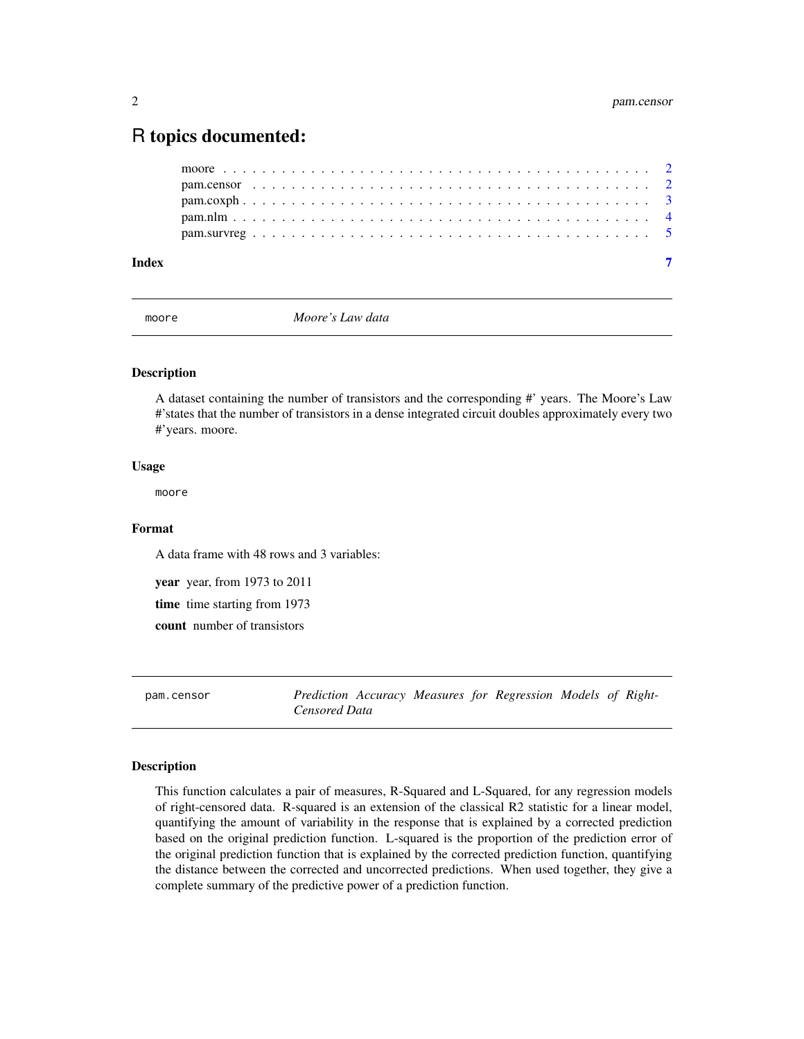# R topics documented:

moore . . . . . . . . . . . . . . . . . . . . . . . . . . . . . . . . . . . . . . . . . . 2
pam.censor . . . . . . . . . . . . . . . . . . . . . . . . . . . . . . . . . . . . . . . 2
pam.coxph . . . . . . . . . . . . . . . . . . . . . . . . . . . . . . . . . . . . . . . . 3
pam.nlm . . . . . . . . . . . . . . . . . . . . . . . . . . . . . . . . . . . . . . . . . 4
pam.survreg . . . . . . . . . . . . . . . . . . . . . . . . . . . . . . . . . . . . . . 5

**Index** **7**

---

## moore *Moore's Law data*

### Description

A dataset containing the number of transistors and the corresponding #' years. The Moore's Law #'states that the number of transistors in a dense integrated circuit doubles approximately every two #'years. moore.

### Usage

```
moore
```

### Format

A data frame with 48 rows and 3 variables:

**year** year, from 1973 to 2011

**time** time starting from 1973

**count** number of transistors

---

## pam.censor *Prediction Accuracy Measures for Regression Models of Right-Censored Data*

### Description

This function calculates a pair of measures, R-Squared and L-Squared, for any regression models of right-censored data. R-squared is an extension of the classical R2 statistic for a linear model, quantifying the amount of variability in the response that is explained by a corrected prediction based on the original prediction function. L-squared is the proportion of the prediction error of the original prediction function that is explained by the corrected prediction function, quantifying the distance between the corrected and uncorrected predictions. When used together, they give a complete summary of the predictive power of a prediction function.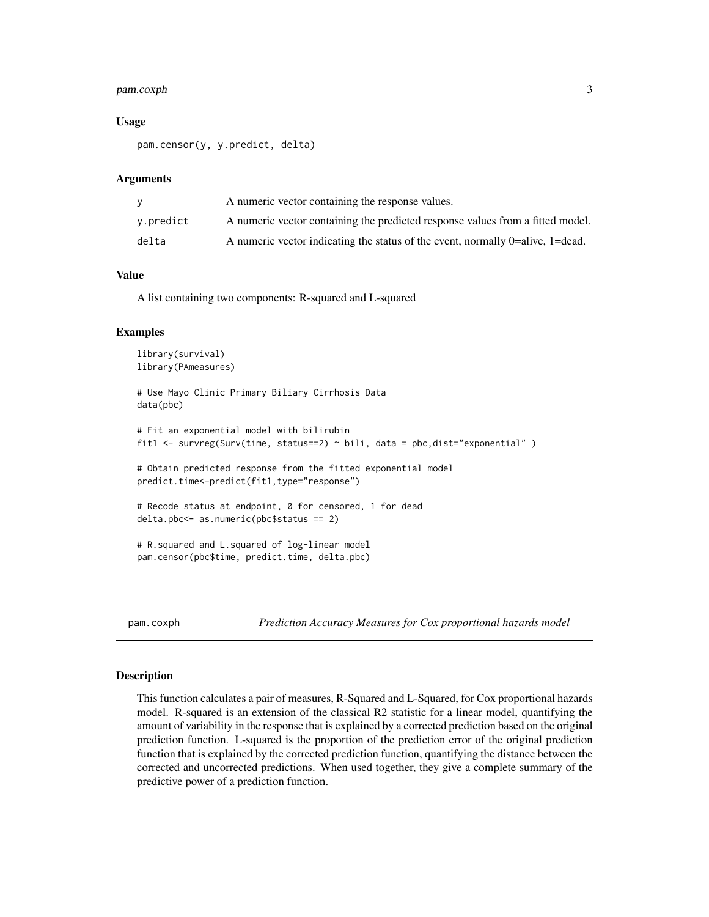### Usage

```
pam.censor(y, y.predict, delta)
```

### Arguments

| | |
|---|---|
| y | A numeric vector containing the response values. |
| y.predict | A numeric vector containing the predicted response values from a fitted model. |
| delta | A numeric vector indicating the status of the event, normally 0=alive, 1=dead. |

### Value

A list containing two components: R-squared and L-squared

### Examples

```
library(survival)
library(PAmeasures)

# Use Mayo Clinic Primary Biliary Cirrhosis Data
data(pbc)

# Fit an exponential model with bilirubin
fit1 <- survreg(Surv(time, status==2) ~ bili, data = pbc,dist="exponential" )

# Obtain predicted response from the fitted exponential model
predict.time<-predict(fit1,type="response")

# Recode status at endpoint, 0 for censored, 1 for dead
delta.pbc<- as.numeric(pbc$status == 2)

# R.squared and L.squared of log-linear model
pam.censor(pbc$time, predict.time, delta.pbc)
```

---

## pam.coxph *Prediction Accuracy Measures for Cox proportional hazards model*

---

### Description

This function calculates a pair of measures, R-Squared and L-Squared, for Cox proportional hazards model. R-squared is an extension of the classical R2 statistic for a linear model, quantifying the amount of variability in the response that is explained by a corrected prediction based on the original prediction function. L-squared is the proportion of the prediction error of the original prediction function that is explained by the corrected prediction function, quantifying the distance between the corrected and uncorrected predictions. When used together, they give a complete summary of the predictive power of a prediction function.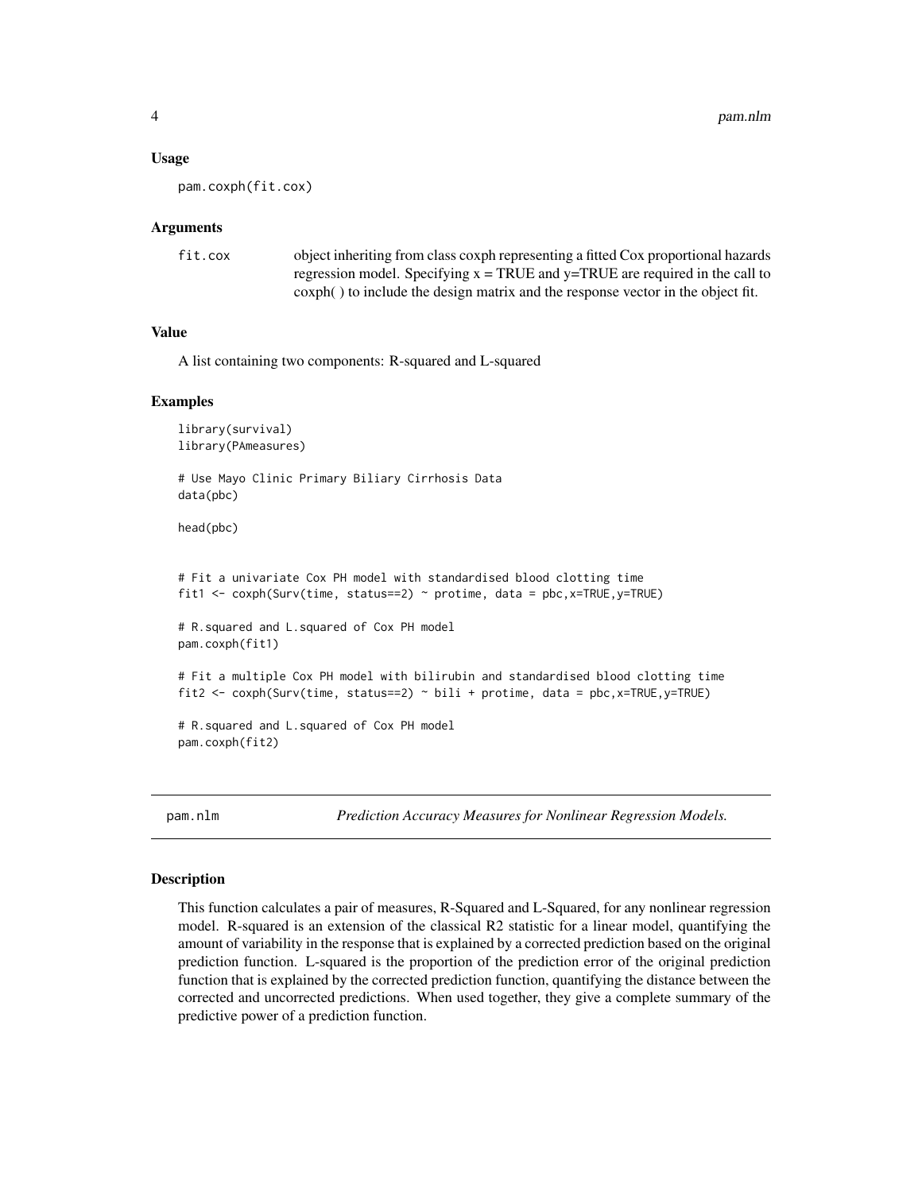### Usage

```
pam.coxph(fit.cox)
```

### Arguments

| | |
|---|---|
| fit.cox | object inheriting from class coxph representing a fitted Cox proportional hazards regression model. Specifying x = TRUE and y=TRUE are required in the call to coxph( ) to include the design matrix and the response vector in the object fit. |

### Value

A list containing two components: R-squared and L-squared

### Examples

```
library(survival)
library(PAmeasures)

# Use Mayo Clinic Primary Biliary Cirrhosis Data
data(pbc)

head(pbc)


# Fit a univariate Cox PH model with standardised blood clotting time
fit1 <- coxph(Surv(time, status==2) ~ protime, data = pbc,x=TRUE,y=TRUE)

# R.squared and L.squared of Cox PH model
pam.coxph(fit1)

# Fit a multiple Cox PH model with bilirubin and standardised blood clotting time
fit2 <- coxph(Surv(time, status==2) ~ bili + protime, data = pbc,x=TRUE,y=TRUE)

# R.squared and L.squared of Cox PH model
pam.coxph(fit2)
```

## pam.nlm — *Prediction Accuracy Measures for Nonlinear Regression Models.*

### Description

This function calculates a pair of measures, R-Squared and L-Squared, for any nonlinear regression model. R-squared is an extension of the classical R2 statistic for a linear model, quantifying the amount of variability in the response that is explained by a corrected prediction based on the original prediction function. L-squared is the proportion of the prediction error of the original prediction function that is explained by the corrected prediction function, quantifying the distance between the corrected and uncorrected predictions. When used together, they give a complete summary of the predictive power of a prediction function.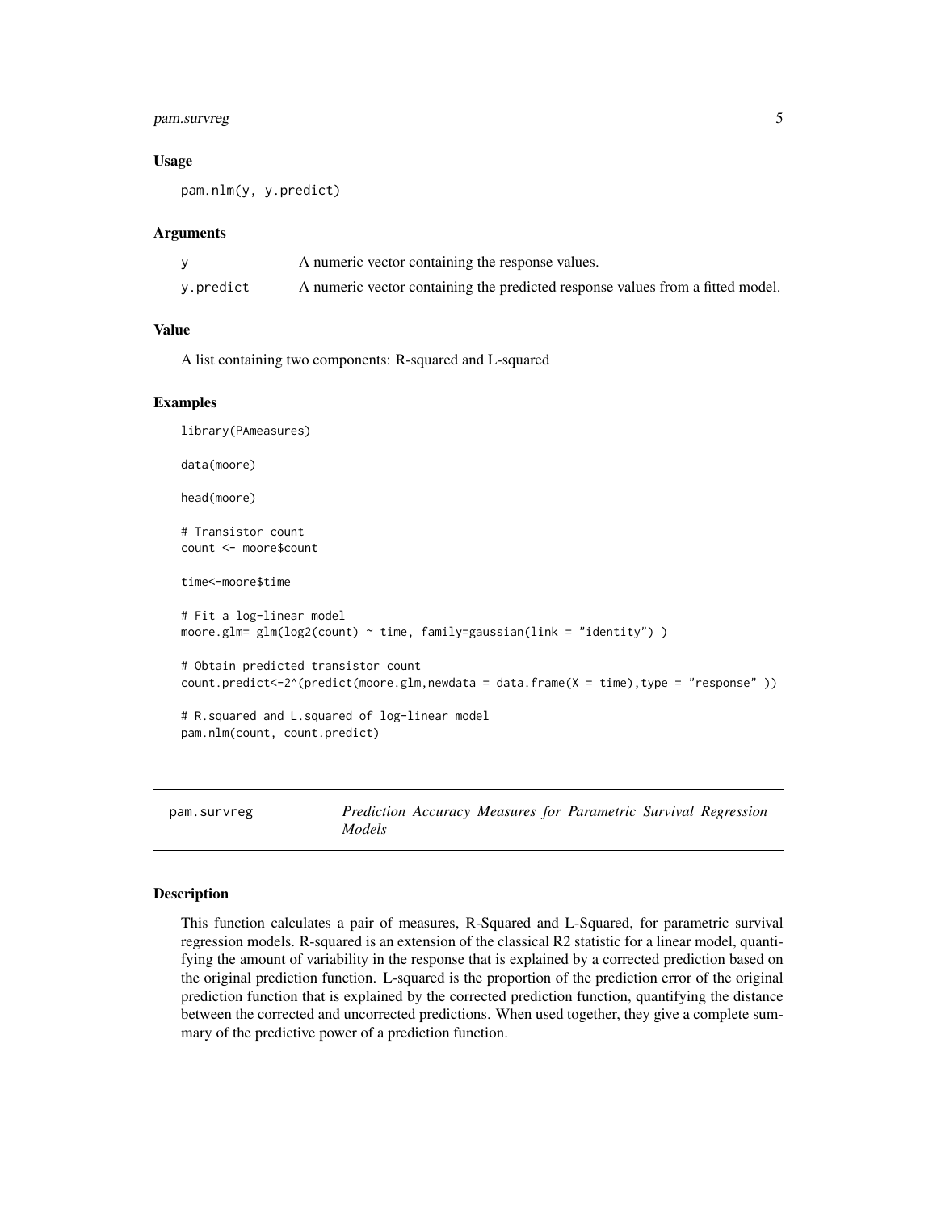### Usage

```
pam.nlm(y, y.predict)
```

### Arguments

| | |
|---|---|
| y | A numeric vector containing the response values. |
| y.predict | A numeric vector containing the predicted response values from a fitted model. |

### Value

A list containing two components: R-squared and L-squared

### Examples

```
library(PAmeasures)

data(moore)

head(moore)

# Transistor count
count <- moore$count

time<-moore$time

# Fit a log-linear model
moore.glm= glm(log2(count) ~ time, family=gaussian(link = "identity") )

# Obtain predicted transistor count
count.predict<-2^(predict(moore.glm,newdata = data.frame(X = time),type = "response" ))

# R.squared and L.squared of log-linear model
pam.nlm(count, count.predict)
```

---

## pam.survreg — *Prediction Accuracy Measures for Parametric Survival Regression Models*

---

### Description

This function calculates a pair of measures, R-Squared and L-Squared, for parametric survival regression models. R-squared is an extension of the classical R2 statistic for a linear model, quantifying the amount of variability in the response that is explained by a corrected prediction based on the original prediction function. L-squared is the proportion of the prediction error of the original prediction function that is explained by the corrected prediction function, quantifying the distance between the corrected and uncorrected predictions. When used together, they give a complete summary of the predictive power of a prediction function.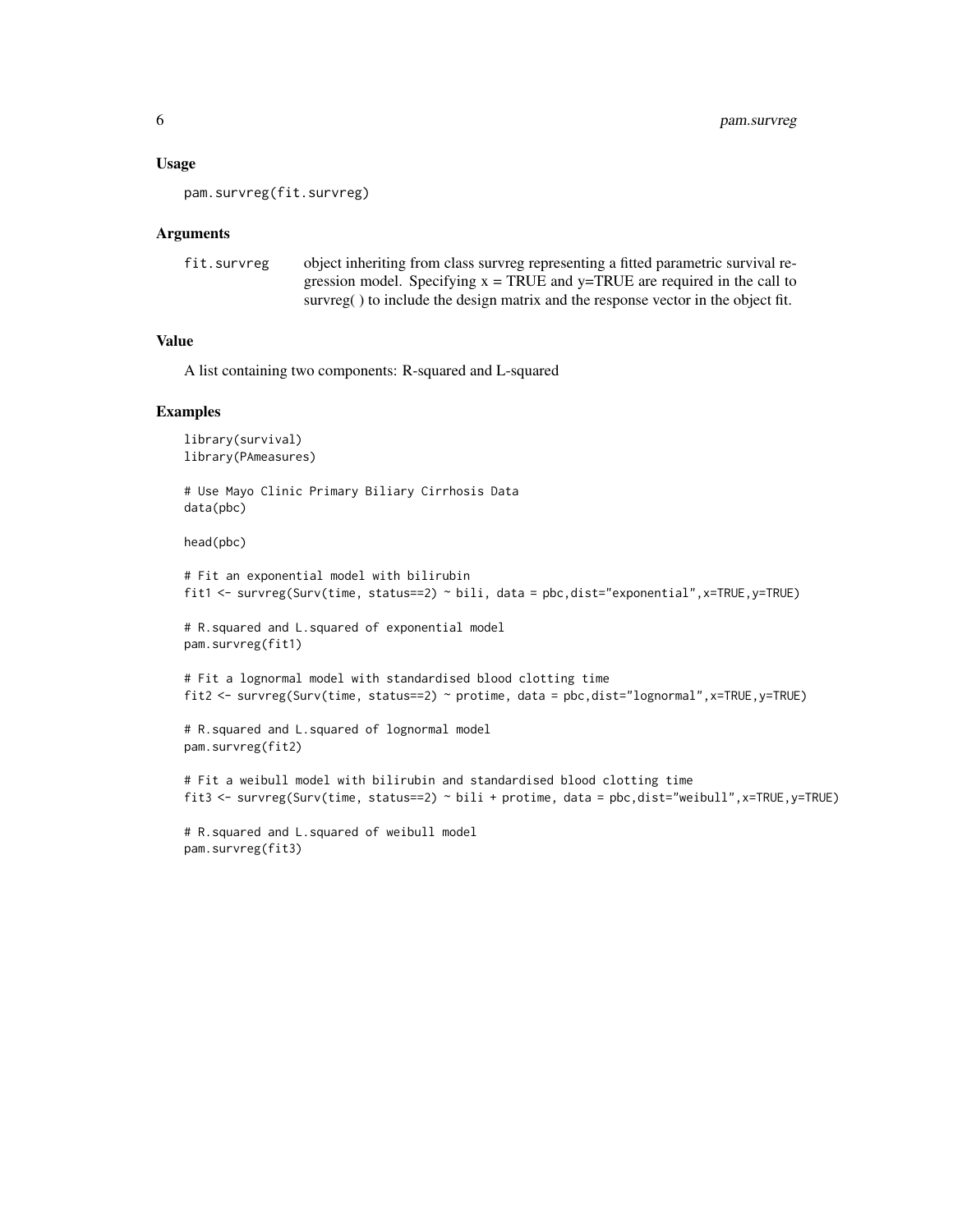### Usage

```
pam.survreg(fit.survreg)
```

### Arguments

| | |
|---|---|
| fit.survreg | object inheriting from class survreg representing a fitted parametric survival regression model. Specifying x = TRUE and y=TRUE are required in the call to survreg( ) to include the design matrix and the response vector in the object fit. |

### Value

A list containing two components: R-squared and L-squared

### Examples

```
library(survival)
library(PAmeasures)

# Use Mayo Clinic Primary Biliary Cirrhosis Data
data(pbc)

head(pbc)

# Fit an exponential model with bilirubin
fit1 <- survreg(Surv(time, status==2) ~ bili, data = pbc,dist="exponential",x=TRUE,y=TRUE)

# R.squared and L.squared of exponential model
pam.survreg(fit1)

# Fit a lognormal model with standardised blood clotting time
fit2 <- survreg(Surv(time, status==2) ~ protime, data = pbc,dist="lognormal",x=TRUE,y=TRUE)

# R.squared and L.squared of lognormal model
pam.survreg(fit2)

# Fit a weibull model with bilirubin and standardised blood clotting time
fit3 <- survreg(Surv(time, status==2) ~ bili + protime, data = pbc,dist="weibull",x=TRUE,y=TRUE)

# R.squared and L.squared of weibull model
pam.survreg(fit3)
```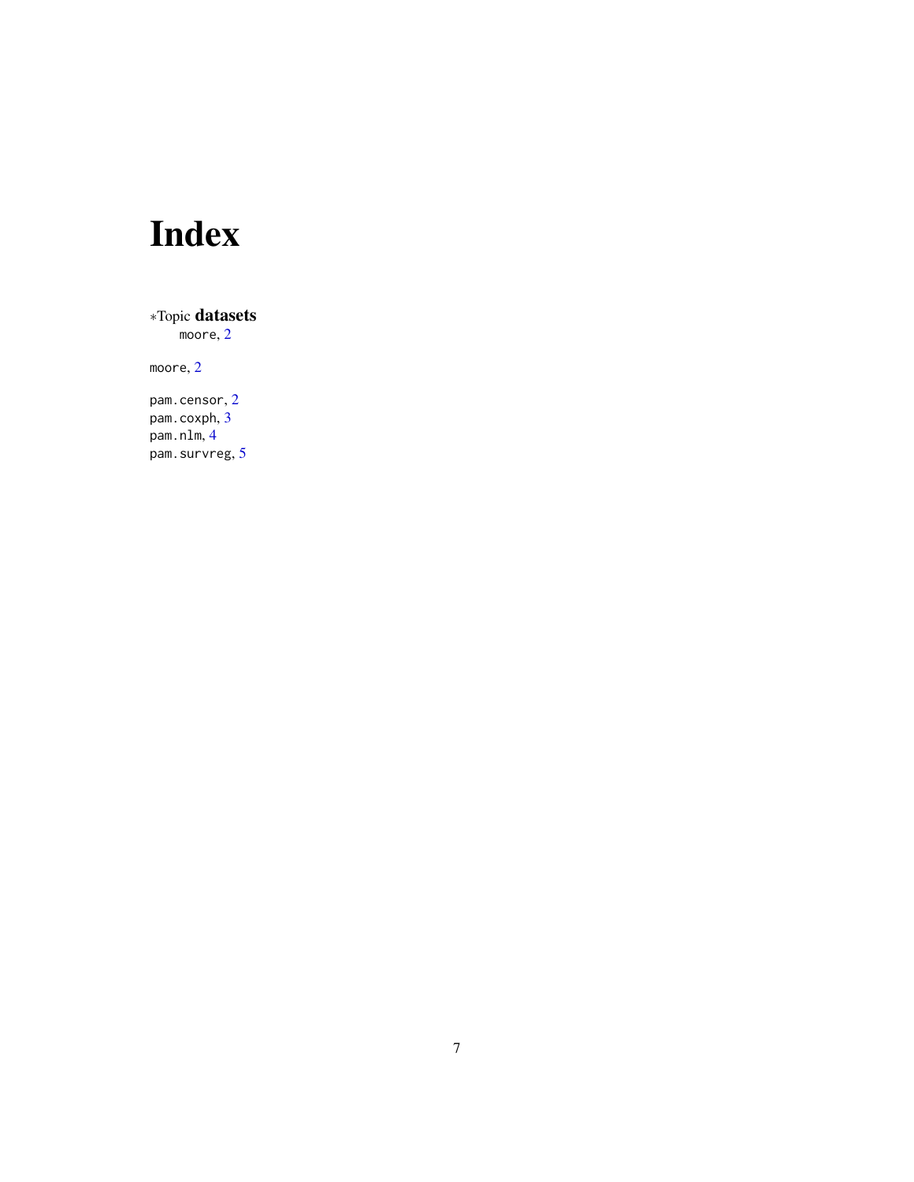# Index

∗Topic **datasets**
  moore, 2

moore, 2

pam.censor, 2
pam.coxph, 3
pam.nlm, 4
pam.survreg, 5